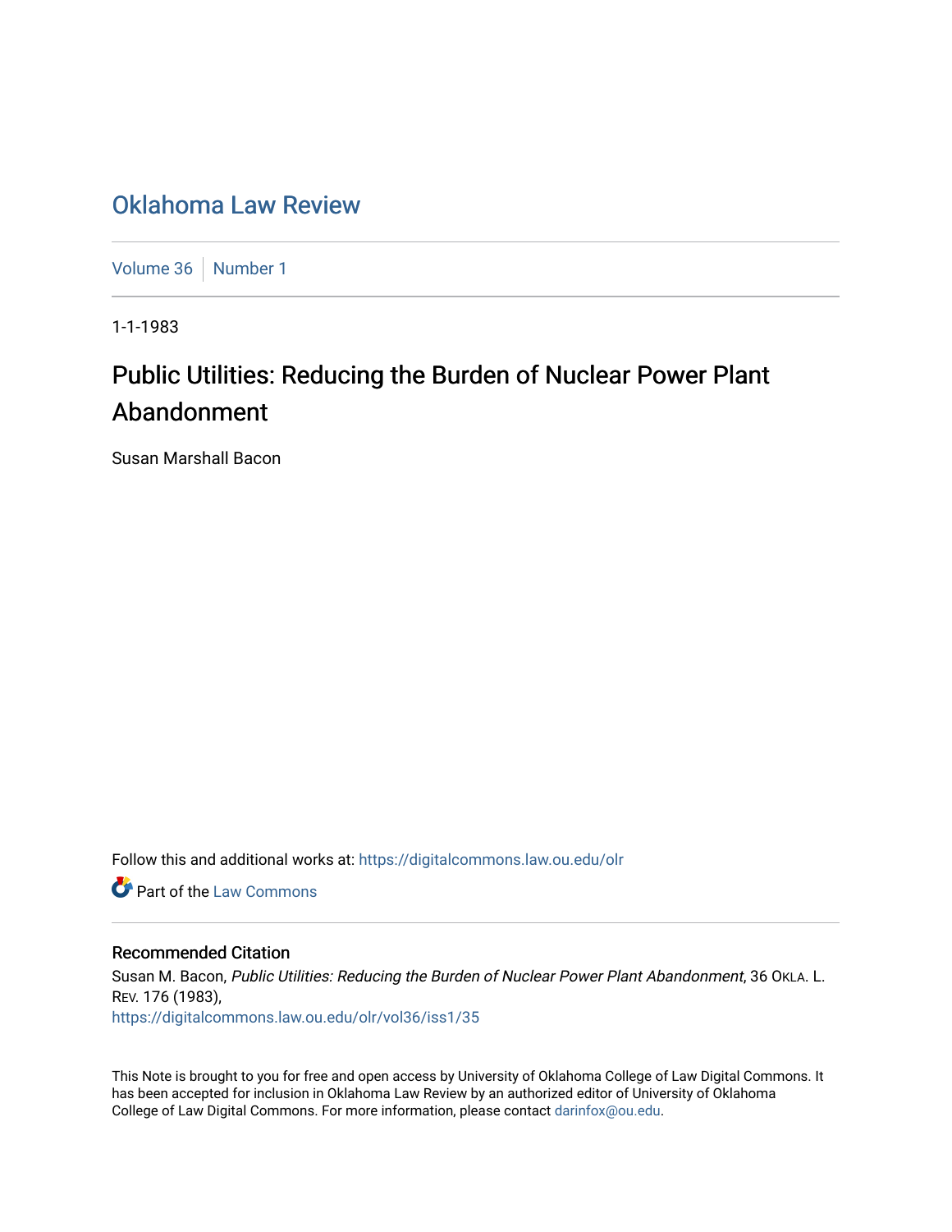# Oklahoma Law Review

Volume 36 | Number 1

1-1-1983

## Public Utilities: Reducing the Burden of Nuclear Power Plant Abandonment

Susan Marshall Bacon

Follow this and additional works at: https://digitalcommons.law.ou.edu/olr

Part of the Law Commons

### Recommended Citation

Susan M. Bacon, *Public Utilities: Reducing the Burden of Nuclear Power Plant Abandonment*, 36 OKLA. L. REV. 176 (1983),
https://digitalcommons.law.ou.edu/olr/vol36/iss1/35

This Note is brought to you for free and open access by University of Oklahoma College of Law Digital Commons. It has been accepted for inclusion in Oklahoma Law Review by an authorized editor of University of Oklahoma College of Law Digital Commons. For more information, please contact darinfox@ou.edu.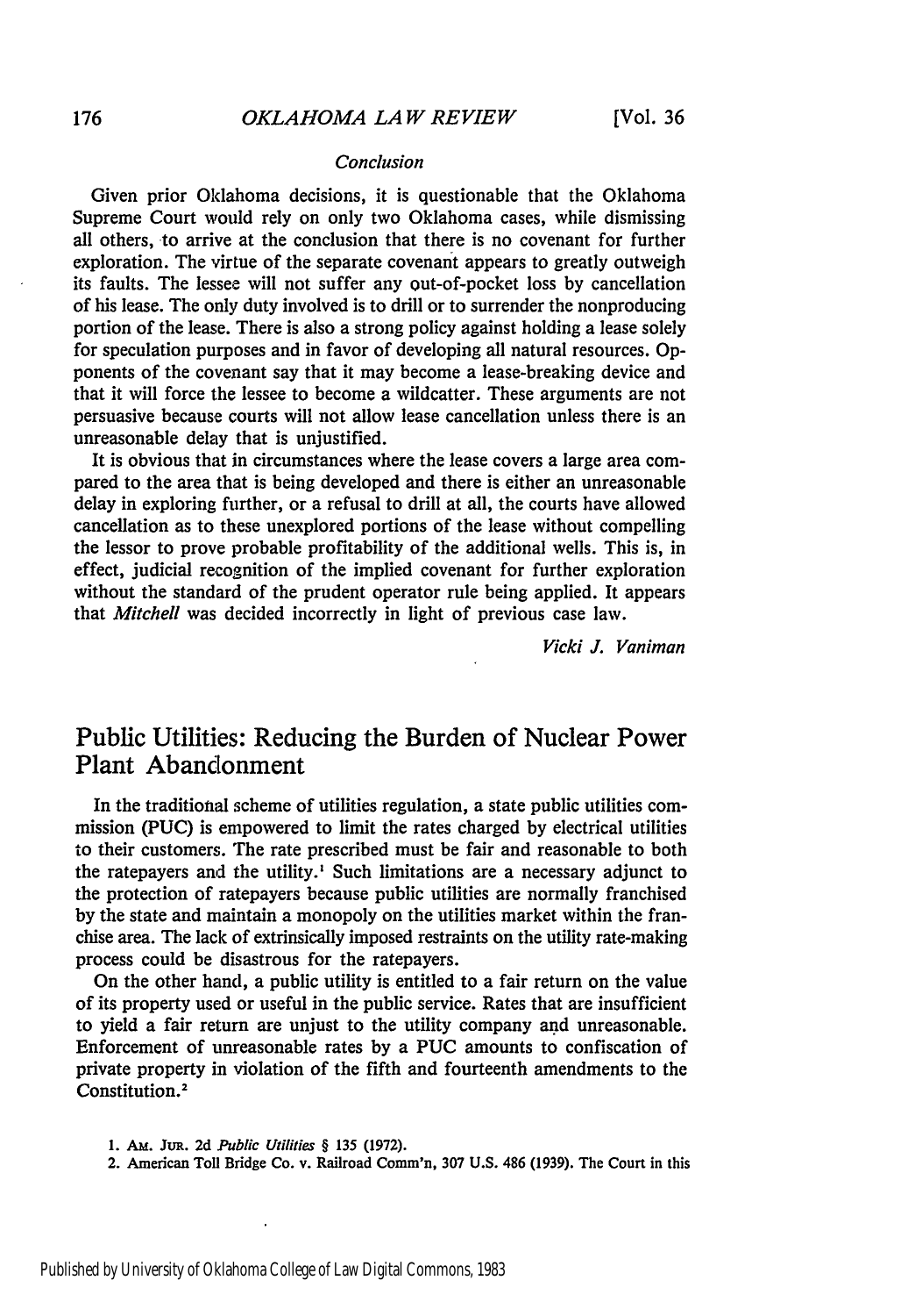### *Conclusion*

Given prior Oklahoma decisions, it is questionable that the Oklahoma Supreme Court would rely on only two Oklahoma cases, while dismissing all others, to arrive at the conclusion that there is no covenant for further exploration. The virtue of the separate covenant appears to greatly outweigh its faults. The lessee will not suffer any out-of-pocket loss by cancellation of his lease. The only duty involved is to drill or to surrender the nonproducing portion of the lease. There is also a strong policy against holding a lease solely for speculation purposes and in favor of developing all natural resources. Opponents of the covenant say that it may become a lease-breaking device and that it will force the lessee to become a wildcatter. These arguments are not persuasive because courts will not allow lease cancellation unless there is an unreasonable delay that is unjustified.

It is obvious that in circumstances where the lease covers a large area compared to the area that is being developed and there is either an unreasonable delay in exploring further, or a refusal to drill at all, the courts have allowed cancellation as to these unexplored portions of the lease without compelling the lessor to prove probable profitability of the additional wells. This is, in effect, judicial recognition of the implied covenant for further exploration without the standard of the prudent operator rule being applied. It appears that *Mitchell* was decided incorrectly in light of previous case law.

*Vicki J. Vaniman*

## Public Utilities: Reducing the Burden of Nuclear Power Plant Abandonment

In the traditional scheme of utilities regulation, a state public utilities commission (PUC) is empowered to limit the rates charged by electrical utilities to their customers. The rate prescribed must be fair and reasonable to both the ratepayers and the utility.[1] Such limitations are a necessary adjunct to the protection of ratepayers because public utilities are normally franchised by the state and maintain a monopoly on the utilities market within the franchise area. The lack of extrinsically imposed restraints on the utility rate-making process could be disastrous for the ratepayers.

On the other hand, a public utility is entitled to a fair return on the value of its property used or useful in the public service. Rates that are insufficient to yield a fair return are unjust to the utility company and unreasonable. Enforcement of unreasonable rates by a PUC amounts to confiscation of private property in violation of the fifth and fourteenth amendments to the Constitution.[2]

1. AM. JUR. 2d *Public Utilities* § 135 (1972).
2. American Toll Bridge Co. v. Railroad Comm'n, 307 U.S. 486 (1939). The Court in this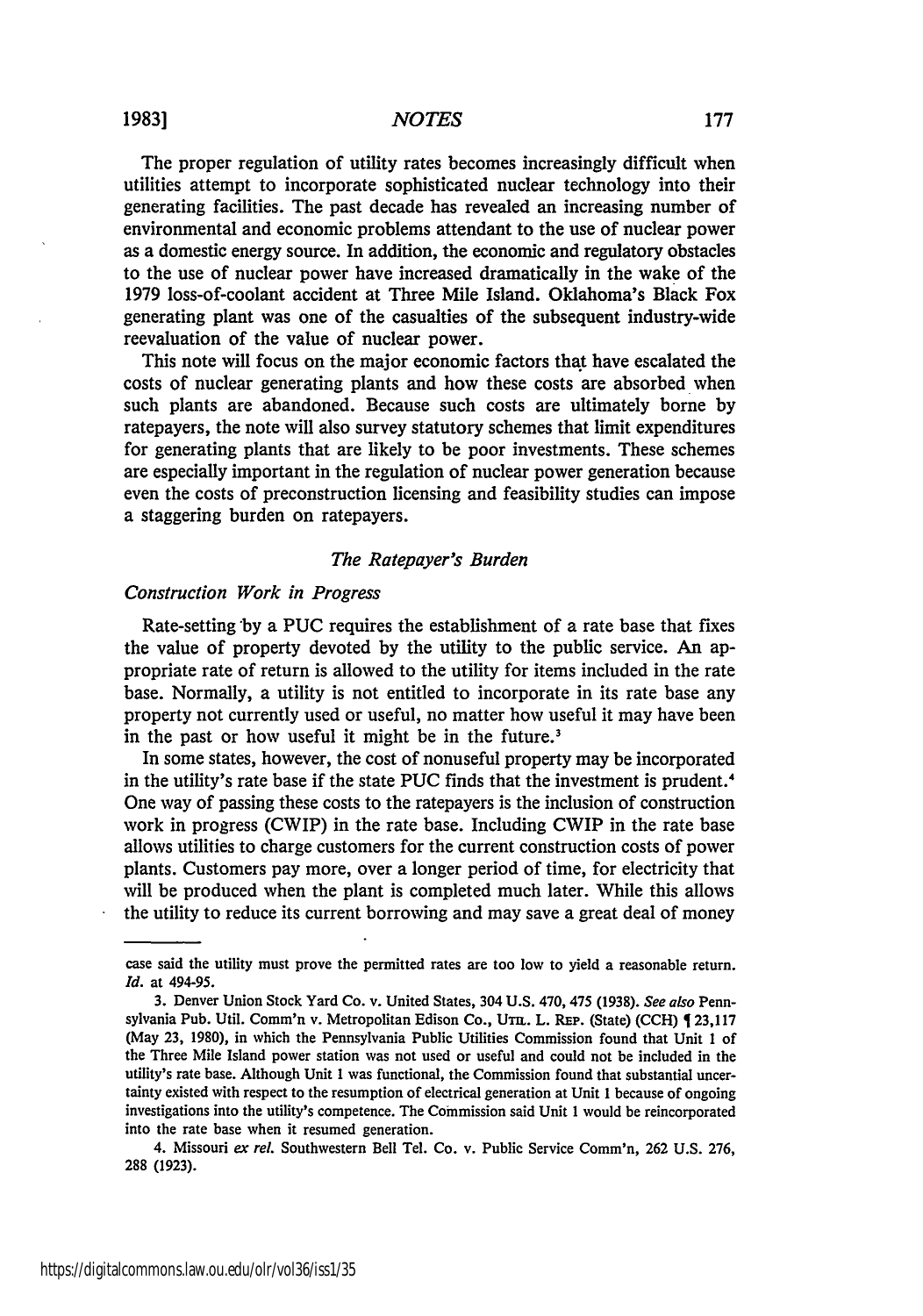The proper regulation of utility rates becomes increasingly difficult when utilities attempt to incorporate sophisticated nuclear technology into their generating facilities. The past decade has revealed an increasing number of environmental and economic problems attendant to the use of nuclear power as a domestic energy source. In addition, the economic and regulatory obstacles to the use of nuclear power have increased dramatically in the wake of the 1979 loss-of-coolant accident at Three Mile Island. Oklahoma's Black Fox generating plant was one of the casualties of the subsequent industry-wide reevaluation of the value of nuclear power.

This note will focus on the major economic factors that have escalated the costs of nuclear generating plants and how these costs are absorbed when such plants are abandoned. Because such costs are ultimately borne by ratepayers, the note will also survey statutory schemes that limit expenditures for generating plants that are likely to be poor investments. These schemes are especially important in the regulation of nuclear power generation because even the costs of preconstruction licensing and feasibility studies can impose a staggering burden on ratepayers.

### *The Ratepayer's Burden*

#### *Construction Work in Progress*

Rate-setting by a PUC requires the establishment of a rate base that fixes the value of property devoted by the utility to the public service. An appropriate rate of return is allowed to the utility for items included in the rate base. Normally, a utility is not entitled to incorporate in its rate base any property not currently used or useful, no matter how useful it may have been in the past or how useful it might be in the future.[3]

In some states, however, the cost of nonuseful property may be incorporated in the utility's rate base if the state PUC finds that the investment is prudent.[4] One way of passing these costs to the ratepayers is the inclusion of construction work in progress (CWIP) in the rate base. Including CWIP in the rate base allows utilities to charge customers for the current construction costs of power plants. Customers pay more, over a longer period of time, for electricity that will be produced when the plant is completed much later. While this allows the utility to reduce its current borrowing and may save a great deal of money

---

case said the utility must prove the permitted rates are too low to yield a reasonable return. *Id.* at 494-95.

3. Denver Union Stock Yard Co. v. United States, 304 U.S. 470, 475 (1938). *See also* Pennsylvania Pub. Util. Comm'n v. Metropolitan Edison Co., UTIL. L. REP. (State) (CCH) ¶ 23,117 (May 23, 1980), in which the Pennsylvania Public Utilities Commission found that Unit 1 of the Three Mile Island power station was not used or useful and could not be included in the utility's rate base. Although Unit 1 was functional, the Commission found that substantial uncertainty existed with respect to the resumption of electrical generation at Unit 1 because of ongoing investigations into the utility's competence. The Commission said Unit 1 would be reincorporated into the rate base when it resumed generation.

4. Missouri *ex rel.* Southwestern Bell Tel. Co. v. Public Service Comm'n, 262 U.S. 276, 288 (1923).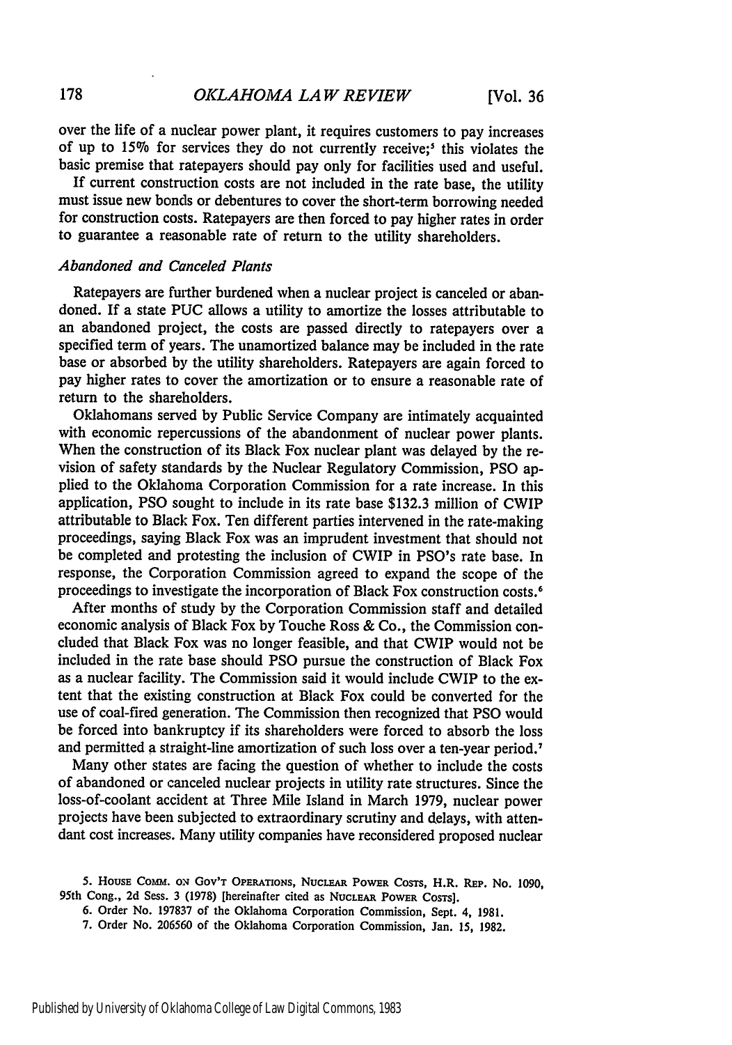over the life of a nuclear power plant, it requires customers to pay increases of up to 15% for services they do not currently receive;[5] this violates the basic premise that ratepayers should pay only for facilities used and useful.

If current construction costs are not included in the rate base, the utility must issue new bonds or debentures to cover the short-term borrowing needed for construction costs. Ratepayers are then forced to pay higher rates in order to guarantee a reasonable rate of return to the utility shareholders.

### *Abandoned and Canceled Plants*

Ratepayers are further burdened when a nuclear project is canceled or abandoned. If a state PUC allows a utility to amortize the losses attributable to an abandoned project, the costs are passed directly to ratepayers over a specified term of years. The unamortized balance may be included in the rate base or absorbed by the utility shareholders. Ratepayers are again forced to pay higher rates to cover the amortization or to ensure a reasonable rate of return to the shareholders.

Oklahomans served by Public Service Company are intimately acquainted with economic repercussions of the abandonment of nuclear power plants. When the construction of its Black Fox nuclear plant was delayed by the revision of safety standards by the Nuclear Regulatory Commission, PSO applied to the Oklahoma Corporation Commission for a rate increase. In this application, PSO sought to include in its rate base $132.3 million of CWIP attributable to Black Fox. Ten different parties intervened in the rate-making proceedings, saying Black Fox was an imprudent investment that should not be completed and protesting the inclusion of CWIP in PSO's rate base. In response, the Corporation Commission agreed to expand the scope of the proceedings to investigate the incorporation of Black Fox construction costs.[6]

After months of study by the Corporation Commission staff and detailed economic analysis of Black Fox by Touche Ross & Co., the Commission concluded that Black Fox was no longer feasible, and that CWIP would not be included in the rate base should PSO pursue the construction of Black Fox as a nuclear facility. The Commission said it would include CWIP to the extent that the existing construction at Black Fox could be converted for the use of coal-fired generation. The Commission then recognized that PSO would be forced into bankruptcy if its shareholders were forced to absorb the loss and permitted a straight-line amortization of such loss over a ten-year period.[7]

Many other states are facing the question of whether to include the costs of abandoned or canceled nuclear projects in utility rate structures. Since the loss-of-coolant accident at Three Mile Island in March 1979, nuclear power projects have been subjected to extraordinary scrutiny and delays, with attendant cost increases. Many utility companies have reconsidered proposed nuclear

5. House Comm. on Gov't Operations, Nuclear Power Costs, H.R. Rep. No. 1090, 95th Cong., 2d Sess. 3 (1978) [hereinafter cited as Nuclear Power Costs].

6. Order No. 197837 of the Oklahoma Corporation Commission, Sept. 4, 1981.

7. Order No. 206560 of the Oklahoma Corporation Commission, Jan. 15, 1982.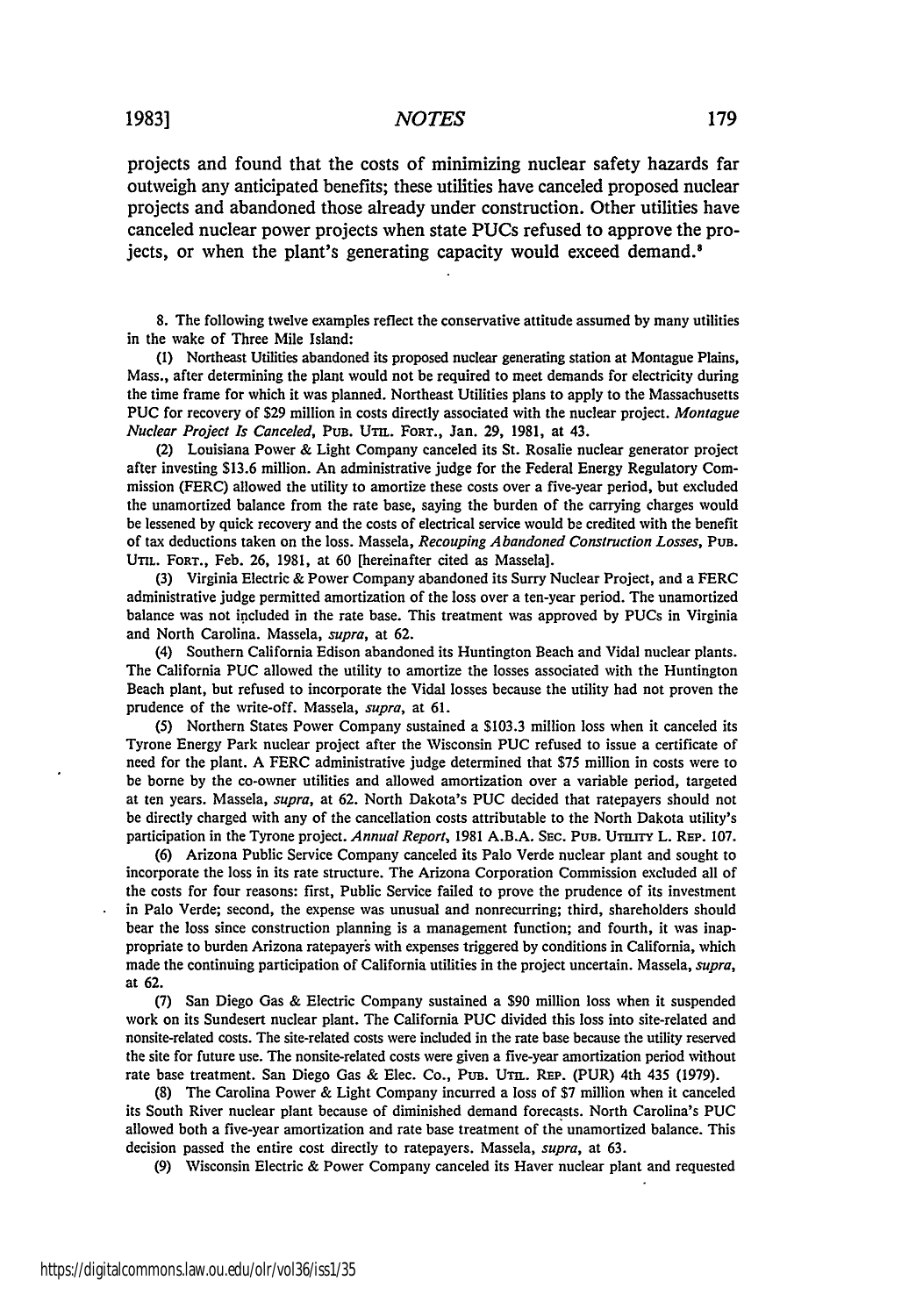projects and found that the costs of minimizing nuclear safety hazards far outweigh any anticipated benefits; these utilities have canceled proposed nuclear projects and abandoned those already under construction. Other utilities have canceled nuclear power projects when state PUCs refused to approve the projects, or when the plant's generating capacity would exceed demand.[8]

8. The following twelve examples reflect the conservative attitude assumed by many utilities in the wake of Three Mile Island:

(1) Northeast Utilities abandoned its proposed nuclear generating station at Montague Plains, Mass., after determining the plant would not be required to meet demands for electricity during the time frame for which it was planned. Northeast Utilities plans to apply to the Massachusetts PUC for recovery of $29 million in costs directly associated with the nuclear project. *Montague Nuclear Project Is Canceled*, PUB. UTIL. FORT., Jan. 29, 1981, at 43.

(2) Louisiana Power & Light Company canceled its St. Rosalie nuclear generator project after investing $13.6 million. An administrative judge for the Federal Energy Regulatory Commission (FERC) allowed the utility to amortize these costs over a five-year period, but excluded the unamortized balance from the rate base, saying the burden of the carrying charges would be lessened by quick recovery and the costs of electrical service would be credited with the benefit of tax deductions taken on the loss. Massela, *Recouping Abandoned Construction Losses*, PUB. UTIL. FORT., Feb. 26, 1981, at 60 [hereinafter cited as Massela].

(3) Virginia Electric & Power Company abandoned its Surry Nuclear Project, and a FERC administrative judge permitted amortization of the loss over a ten-year period. The unamortized balance was not included in the rate base. This treatment was approved by PUCs in Virginia and North Carolina. Massela, *supra*, at 62.

(4) Southern California Edison abandoned its Huntington Beach and Vidal nuclear plants. The California PUC allowed the utility to amortize the losses associated with the Huntington Beach plant, but refused to incorporate the Vidal losses because the utility had not proven the prudence of the write-off. Massela, *supra*, at 61.

(5) Northern States Power Company sustained a $103.3 million loss when it canceled its Tyrone Energy Park nuclear project after the Wisconsin PUC refused to issue a certificate of need for the plant. A FERC administrative judge determined that $75 million in costs were to be borne by the co-owner utilities and allowed amortization over a variable period, targeted at ten years. Massela, *supra*, at 62. North Dakota's PUC decided that ratepayers should not be directly charged with any of the cancellation costs attributable to the North Dakota utility's participation in the Tyrone project. *Annual Report*, 1981 A.B.A. SEC. PUB. UTILITY L. REP. 107.

(6) Arizona Public Service Company canceled its Palo Verde nuclear plant and sought to incorporate the loss in its rate structure. The Arizona Corporation Commission excluded all of the costs for four reasons: first, Public Service failed to prove the prudence of its investment in Palo Verde; second, the expense was unusual and nonrecurring; third, shareholders should bear the loss since construction planning is a management function; and fourth, it was inappropriate to burden Arizona ratepayers with expenses triggered by conditions in California, which made the continuing participation of California utilities in the project uncertain. Massela, *supra*, at 62.

(7) San Diego Gas & Electric Company sustained a $90 million loss when it suspended work on its Sundesert nuclear plant. The California PUC divided this loss into site-related and nonsite-related costs. The site-related costs were included in the rate base because the utility reserved the site for future use. The nonsite-related costs were given a five-year amortization period without rate base treatment. San Diego Gas & Elec. Co., PUB. UTIL. REP. (PUR) 4th 435 (1979).

(8) The Carolina Power & Light Company incurred a loss of $7 million when it canceled its South River nuclear plant because of diminished demand forecasts. North Carolina's PUC allowed both a five-year amortization and rate base treatment of the unamortized balance. This decision passed the entire cost directly to ratepayers. Massela, *supra*, at 63.

(9) Wisconsin Electric & Power Company canceled its Haver nuclear plant and requested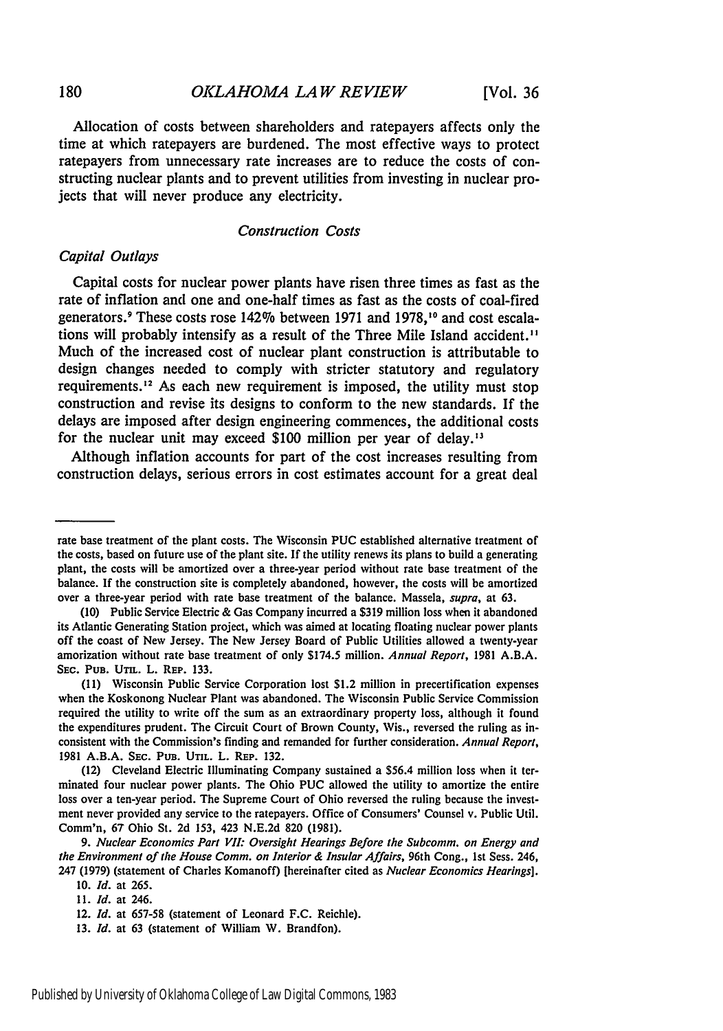Allocation of costs between shareholders and ratepayers affects only the time at which ratepayers are burdened. The most effective ways to protect ratepayers from unnecessary rate increases are to reduce the costs of constructing nuclear plants and to prevent utilities from investing in nuclear projects that will never produce any electricity.

### *Construction Costs*

#### *Capital Outlays*

Capital costs for nuclear power plants have risen three times as fast as the rate of inflation and one and one-half times as fast as the costs of coal-fired generators.[9] These costs rose 142% between 1971 and 1978,[10] and cost escalations will probably intensify as a result of the Three Mile Island accident.[11] Much of the increased cost of nuclear plant construction is attributable to design changes needed to comply with stricter statutory and regulatory requirements.[12] As each new requirement is imposed, the utility must stop construction and revise its designs to conform to the new standards. If the delays are imposed after design engineering commences, the additional costs for the nuclear unit may exceed $100 million per year of delay.[13]

Although inflation accounts for part of the cost increases resulting from construction delays, serious errors in cost estimates account for a great deal

---

rate base treatment of the plant costs. The Wisconsin PUC established alternative treatment of the costs, based on future use of the plant site. If the utility renews its plans to build a generating plant, the costs will be amortized over a three-year period without rate base treatment of the balance. If the construction site is completely abandoned, however, the costs will be amortized over a three-year period with rate base treatment of the balance. Massela, *supra*, at 63.

(10) Public Service Electric & Gas Company incurred a $319 million loss when it abandoned its Atlantic Generating Station project, which was aimed at locating floating nuclear power plants off the coast of New Jersey. The New Jersey Board of Public Utilities allowed a twenty-year amorization without rate base treatment of only $174.5 million. *Annual Report*, 1981 A.B.A. SEC. PUB. UTIL. L. REP. 133.

(11) Wisconsin Public Service Corporation lost $1.2 million in precertification expenses when the Koskonong Nuclear Plant was abandoned. The Wisconsin Public Service Commission required the utility to write off the sum as an extraordinary property loss, although it found the expenditures prudent. The Circuit Court of Brown County, Wis., reversed the ruling as inconsistent with the Commission's finding and remanded for further consideration. *Annual Report*, 1981 A.B.A. SEC. PUB. UTIL. L. REP. 132.

(12) Cleveland Electric Illuminating Company sustained a $56.4 million loss when it terminated four nuclear power plants. The Ohio PUC allowed the utility to amortize the entire loss over a ten-year period. The Supreme Court of Ohio reversed the ruling because the investment never provided any service to the ratepayers. Office of Consumers' Counsel v. Public Util. Comm'n, 67 Ohio St. 2d 153, 423 N.E.2d 820 (1981).

9. *Nuclear Economics Part VII: Oversight Hearings Before the Subcomm. on Energy and the Environment of the House Comm. on Interior & Insular Affairs*, 96th Cong., 1st Sess. 246, 247 (1979) (statement of Charles Komanoff) [hereinafter cited as *Nuclear Economics Hearings*].

10. *Id.* at 265.

11. *Id.* at 246.

12. *Id.* at 657-58 (statement of Leonard F.C. Reichle).

13. *Id.* at 63 (statement of William W. Brandfon).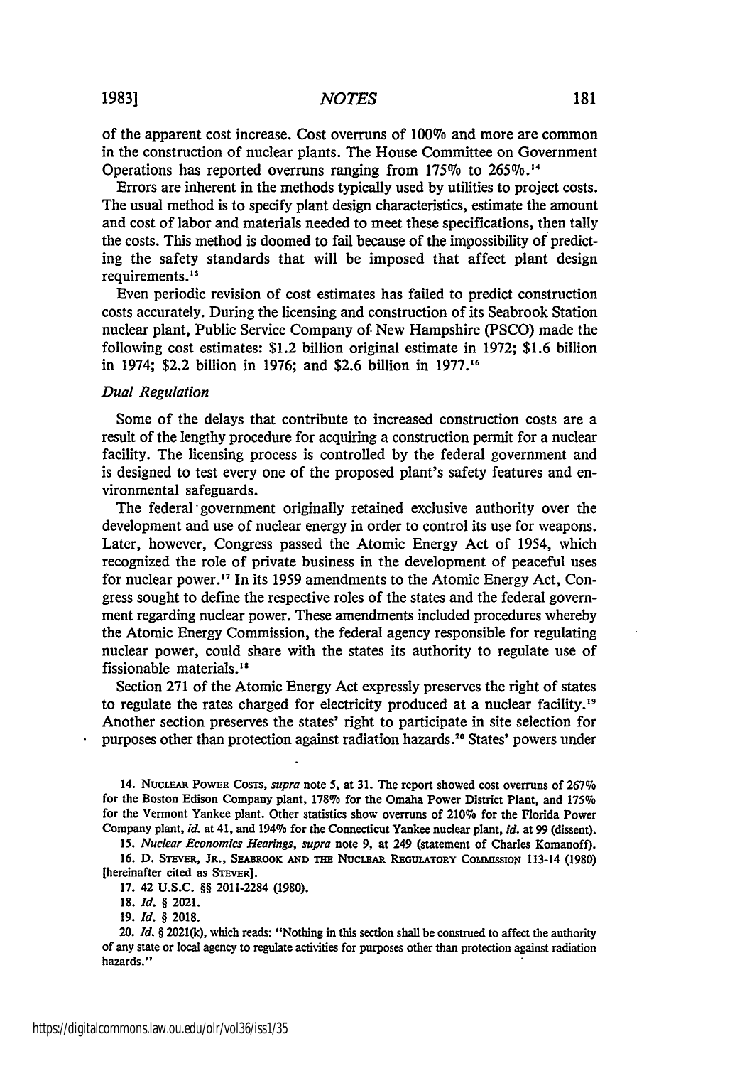of the apparent cost increase. Cost overruns of 100% and more are common in the construction of nuclear plants. The House Committee on Government Operations has reported overruns ranging from 175% to 265%.[14]

Errors are inherent in the methods typically used by utilities to project costs. The usual method is to specify plant design characteristics, estimate the amount and cost of labor and materials needed to meet these specifications, then tally the costs. This method is doomed to fail because of the impossibility of predicting the safety standards that will be imposed that affect plant design requirements.[15]

Even periodic revision of cost estimates has failed to predict construction costs accurately. During the licensing and construction of its Seabrook Station nuclear plant, Public Service Company of New Hampshire (PSCO) made the following cost estimates: $1.2 billion original estimate in 1972; $1.6 billion in 1974; $2.2 billion in 1976; and $2.6 billion in 1977.[16]

*Dual Regulation*

Some of the delays that contribute to increased construction costs are a result of the lengthy procedure for acquiring a construction permit for a nuclear facility. The licensing process is controlled by the federal government and is designed to test every one of the proposed plant's safety features and environmental safeguards.

The federal government originally retained exclusive authority over the development and use of nuclear energy in order to control its use for weapons. Later, however, Congress passed the Atomic Energy Act of 1954, which recognized the role of private business in the development of peaceful uses for nuclear power.[17] In its 1959 amendments to the Atomic Energy Act, Congress sought to define the respective roles of the states and the federal government regarding nuclear power. These amendments included procedures whereby the Atomic Energy Commission, the federal agency responsible for regulating nuclear power, could share with the states its authority to regulate use of fissionable materials.[18]

Section 271 of the Atomic Energy Act expressly preserves the right of states to regulate the rates charged for electricity produced at a nuclear facility.[19] Another section preserves the states' right to participate in site selection for purposes other than protection against radiation hazards.[20] States' powers under

14. NUCLEAR POWER COSTS, *supra* note 5, at 31. The report showed cost overruns of 267% for the Boston Edison Company plant, 178% for the Omaha Power District Plant, and 175% for the Vermont Yankee plant. Other statistics show overruns of 210% for the Florida Power Company plant, *id.* at 41, and 194% for the Connecticut Yankee nuclear plant, *id.* at 99 (dissent).

15. *Nuclear Economics Hearings*, *supra* note 9, at 249 (statement of Charles Komanoff).

16. D. STEVER, JR., SEABROOK AND THE NUCLEAR REGULATORY COMMISSION 113-14 (1980) [hereinafter cited as STEVER].

17. 42 U.S.C. §§ 2011-2284 (1980).

18. *Id.* § 2021.

19. *Id.* § 2018.

20. *Id.* § 2021(k), which reads: "Nothing in this section shall be construed to affect the authority of any state or local agency to regulate activities for purposes other than protection against radiation hazards."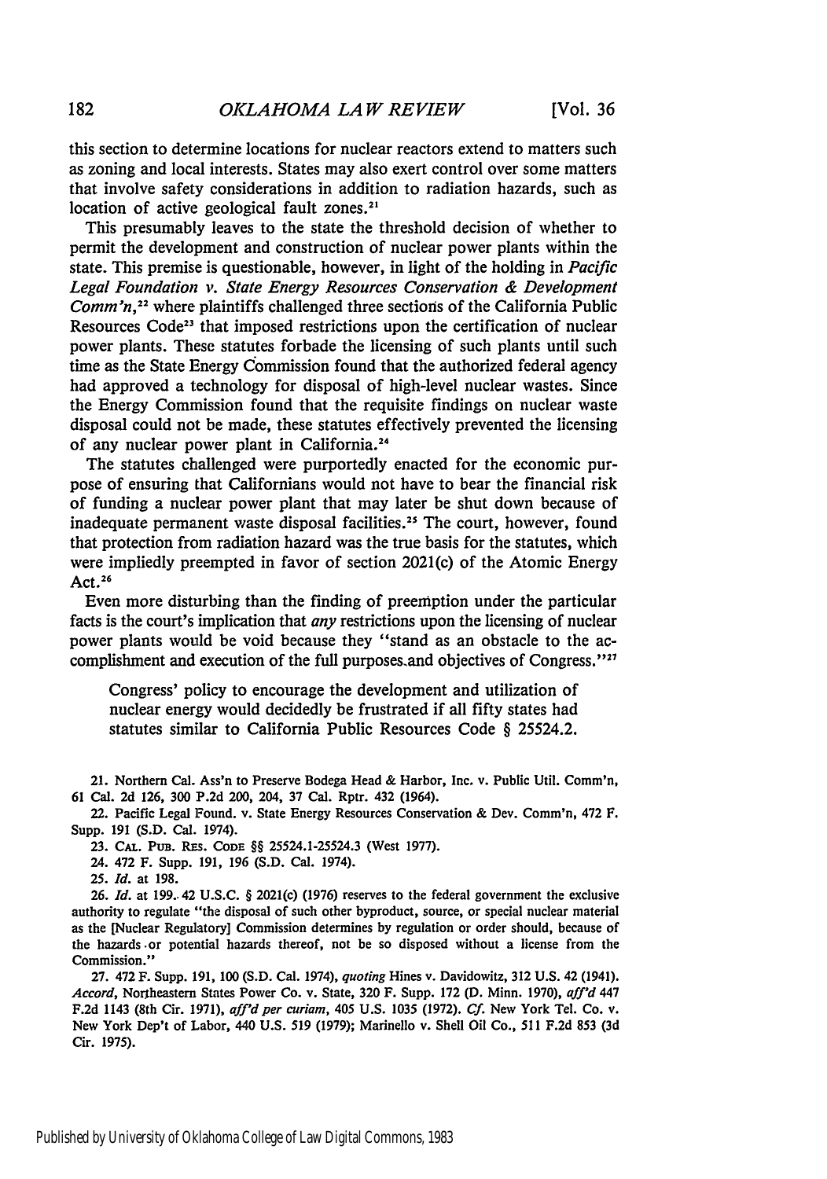this section to determine locations for nuclear reactors extend to matters such as zoning and local interests. States may also exert control over some matters that involve safety considerations in addition to radiation hazards, such as location of active geological fault zones.[21]

This presumably leaves to the state the threshold decision of whether to permit the development and construction of nuclear power plants within the state. This premise is questionable, however, in light of the holding in *Pacific Legal Foundation v. State Energy Resources Conservation & Development Comm'n*,[22] where plaintiffs challenged three sections of the California Public Resources Code[23] that imposed restrictions upon the certification of nuclear power plants. These statutes forbade the licensing of such plants until such time as the State Energy Commission found that the authorized federal agency had approved a technology for disposal of high-level nuclear wastes. Since the Energy Commission found that the requisite findings on nuclear waste disposal could not be made, these statutes effectively prevented the licensing of any nuclear power plant in California.[24]

The statutes challenged were purportedly enacted for the economic purpose of ensuring that Californians would not have to bear the financial risk of funding a nuclear power plant that may later be shut down because of inadequate permanent waste disposal facilities.[25] The court, however, found that protection from radiation hazard was the true basis for the statutes, which were impliedly preempted in favor of section 2021(c) of the Atomic Energy Act.[26]

Even more disturbing than the finding of preemption under the particular facts is the court's implication that *any* restrictions upon the licensing of nuclear power plants would be void because they "stand as an obstacle to the accomplishment and execution of the full purposes and objectives of Congress."[27]

> Congress' policy to encourage the development and utilization of nuclear energy would decidedly be frustrated if all fifty states had statutes similar to California Public Resources Code § 25524.2.

21. Northern Cal. Ass'n to Preserve Bodega Head & Harbor, Inc. v. Public Util. Comm'n, 61 Cal. 2d 126, 300 P.2d 200, 204, 37 Cal. Rptr. 432 (1964).

22. Pacific Legal Found. v. State Energy Resources Conservation & Dev. Comm'n, 472 F. Supp. 191 (S.D. Cal. 1974).

23. CAL. PUB. RES. CODE §§ 25524.1-25524.3 (West 1977).

24. 472 F. Supp. 191, 196 (S.D. Cal. 1974).

25. *Id.* at 198.

26. *Id.* at 199. 42 U.S.C. § 2021(c) (1976) reserves to the federal government the exclusive authority to regulate "the disposal of such other byproduct, source, or special nuclear material as the [Nuclear Regulatory] Commission determines by regulation or order should, because of the hazards or potential hazards thereof, not be so disposed without a license from the Commission."

27. 472 F. Supp. 191, 100 (S.D. Cal. 1974), *quoting* Hines v. Davidowitz, 312 U.S. 42 (1941). *Accord*, Northeastern States Power Co. v. State, 320 F. Supp. 172 (D. Minn. 1970), *aff'd* 447 F.2d 1143 (8th Cir. 1971), *aff'd per curiam*, 405 U.S. 1035 (1972). *Cf.* New York Tel. Co. v. New York Dep't of Labor, 440 U.S. 519 (1979); Marinello v. Shell Oil Co., 511 F.2d 853 (3d Cir. 1975).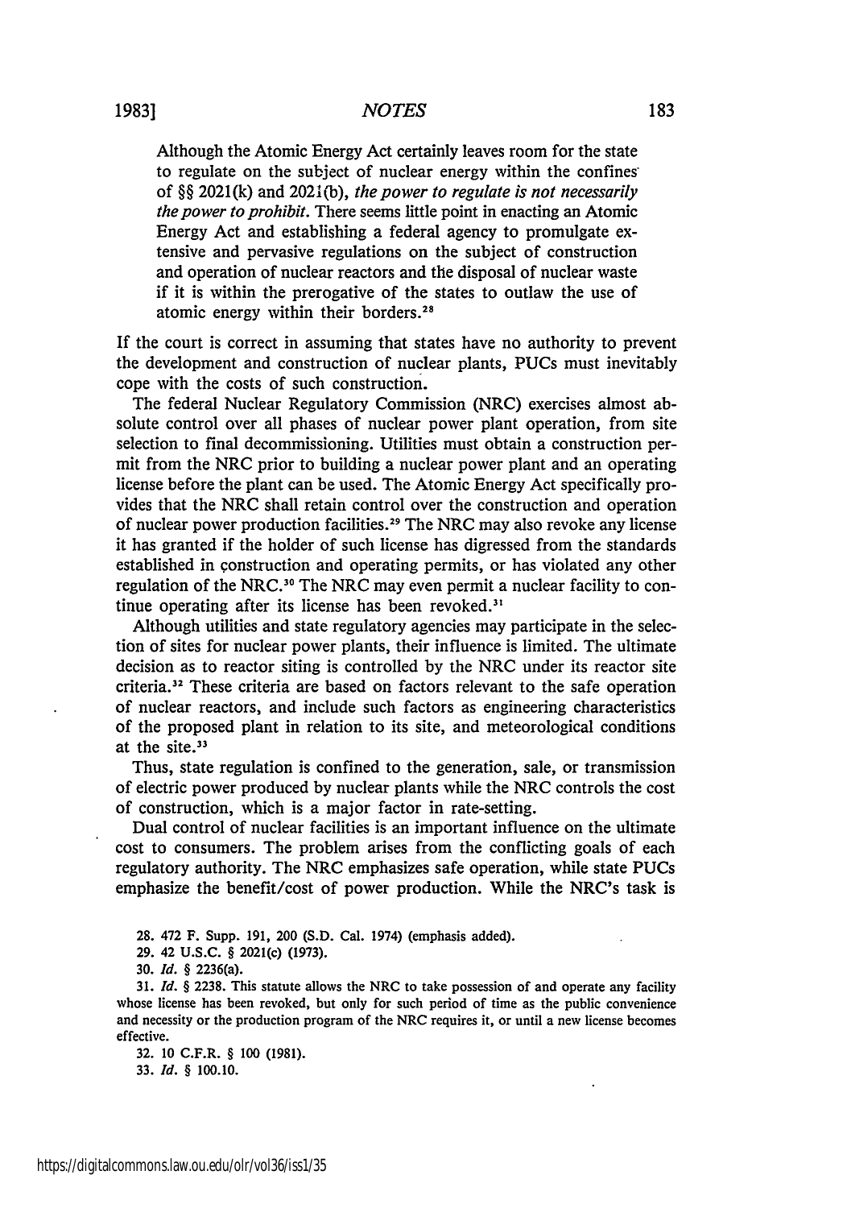> Although the Atomic Energy Act certainly leaves room for the state to regulate on the subject of nuclear energy within the confines of §§ 2021(k) and 2021(b), *the power to regulate is not necessarily the power to prohibit.* There seems little point in enacting an Atomic Energy Act and establishing a federal agency to promulgate extensive and pervasive regulations on the subject of construction and operation of nuclear reactors and the disposal of nuclear waste if it is within the prerogative of the states to outlaw the use of atomic energy within their borders.[28]

If the court is correct in assuming that states have no authority to prevent the development and construction of nuclear plants, PUCs must inevitably cope with the costs of such construction.

The federal Nuclear Regulatory Commission (NRC) exercises almost absolute control over all phases of nuclear power plant operation, from site selection to final decommissioning. Utilities must obtain a construction permit from the NRC prior to building a nuclear power plant and an operating license before the plant can be used. The Atomic Energy Act specifically provides that the NRC shall retain control over the construction and operation of nuclear power production facilities.[29] The NRC may also revoke any license it has granted if the holder of such license has digressed from the standards established in construction and operating permits, or has violated any other regulation of the NRC.[30] The NRC may even permit a nuclear facility to continue operating after its license has been revoked.[31]

Although utilities and state regulatory agencies may participate in the selection of sites for nuclear power plants, their influence is limited. The ultimate decision as to reactor siting is controlled by the NRC under its reactor site criteria.[32] These criteria are based on factors relevant to the safe operation of nuclear reactors, and include such factors as engineering characteristics of the proposed plant in relation to its site, and meteorological conditions at the site.[33]

Thus, state regulation is confined to the generation, sale, or transmission of electric power produced by nuclear plants while the NRC controls the cost of construction, which is a major factor in rate-setting.

Dual control of nuclear facilities is an important influence on the ultimate cost to consumers. The problem arises from the conflicting goals of each regulatory authority. The NRC emphasizes safe operation, while state PUCs emphasize the benefit/cost of power production. While the NRC's task is

---

28. 472 F. Supp. 191, 200 (S.D. Cal. 1974) (emphasis added).

29. 42 U.S.C. § 2021(c) (1973).

30. *Id.* § 2236(a).

31. *Id.* § 2238. This statute allows the NRC to take possession of and operate any facility whose license has been revoked, but only for such period of time as the public convenience and necessity or the production program of the NRC requires it, or until a new license becomes effective.

32. 10 C.F.R. § 100 (1981).

33. *Id.* § 100.10.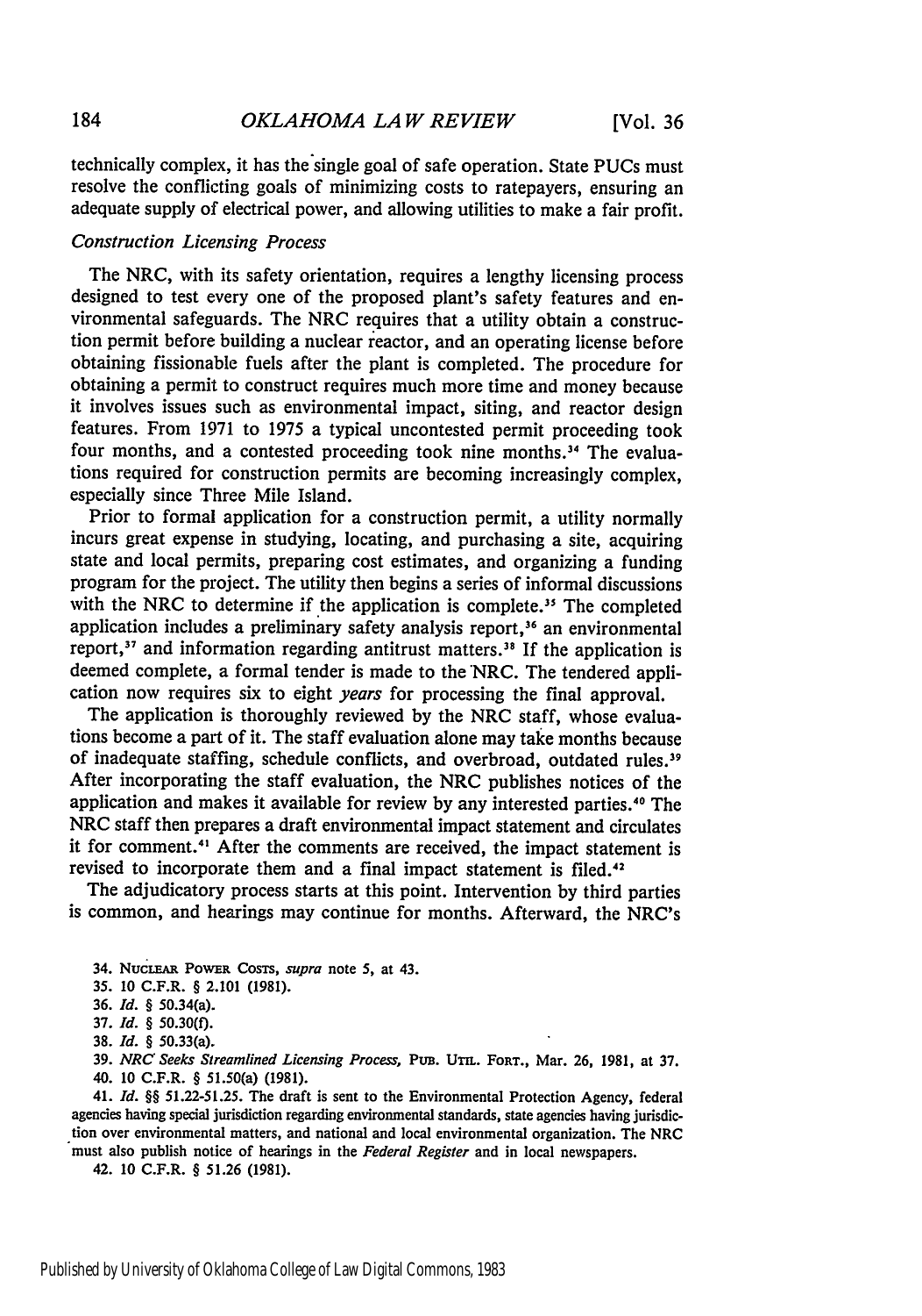technically complex, it has the single goal of safe operation. State PUCs must resolve the conflicting goals of minimizing costs to ratepayers, ensuring an adequate supply of electrical power, and allowing utilities to make a fair profit.

*Construction Licensing Process*

The NRC, with its safety orientation, requires a lengthy licensing process designed to test every one of the proposed plant's safety features and environmental safeguards. The NRC requires that a utility obtain a construction permit before building a nuclear reactor, and an operating license before obtaining fissionable fuels after the plant is completed. The procedure for obtaining a permit to construct requires much more time and money because it involves issues such as environmental impact, siting, and reactor design features. From 1971 to 1975 a typical uncontested permit proceeding took four months, and a contested proceeding took nine months.[34] The evaluations required for construction permits are becoming increasingly complex, especially since Three Mile Island.

Prior to formal application for a construction permit, a utility normally incurs great expense in studying, locating, and purchasing a site, acquiring state and local permits, preparing cost estimates, and organizing a funding program for the project. The utility then begins a series of informal discussions with the NRC to determine if the application is complete.[35] The completed application includes a preliminary safety analysis report,[36] an environmental report,[37] and information regarding antitrust matters.[38] If the application is deemed complete, a formal tender is made to the NRC. The tendered application now requires six to eight *years* for processing the final approval.

The application is thoroughly reviewed by the NRC staff, whose evaluations become a part of it. The staff evaluation alone may take months because of inadequate staffing, schedule conflicts, and overbroad, outdated rules.[39] After incorporating the staff evaluation, the NRC publishes notices of the application and makes it available for review by any interested parties.[40] The NRC staff then prepares a draft environmental impact statement and circulates it for comment.[41] After the comments are received, the impact statement is revised to incorporate them and a final impact statement is filed.[42]

The adjudicatory process starts at this point. Intervention by third parties is common, and hearings may continue for months. Afterward, the NRC's

34. NUCLEAR POWER COSTS, *supra* note 5, at 43.

35. 10 C.F.R. § 2.101 (1981).

36. *Id.* § 50.34(a).

37. *Id.* § 50.30(f).

38. *Id.* § 50.33(a).

39. *NRC Seeks Streamlined Licensing Process*, PUB. UTIL. FORT., Mar. 26, 1981, at 37.

40. 10 C.F.R. § 51.50(a) (1981).

41. *Id.* §§ 51.22-51.25. The draft is sent to the Environmental Protection Agency, federal agencies having special jurisdiction regarding environmental standards, state agencies having jurisdiction over environmental matters, and national and local environmental organization. The NRC must also publish notice of hearings in the *Federal Register* and in local newspapers.

42. 10 C.F.R. § 51.26 (1981).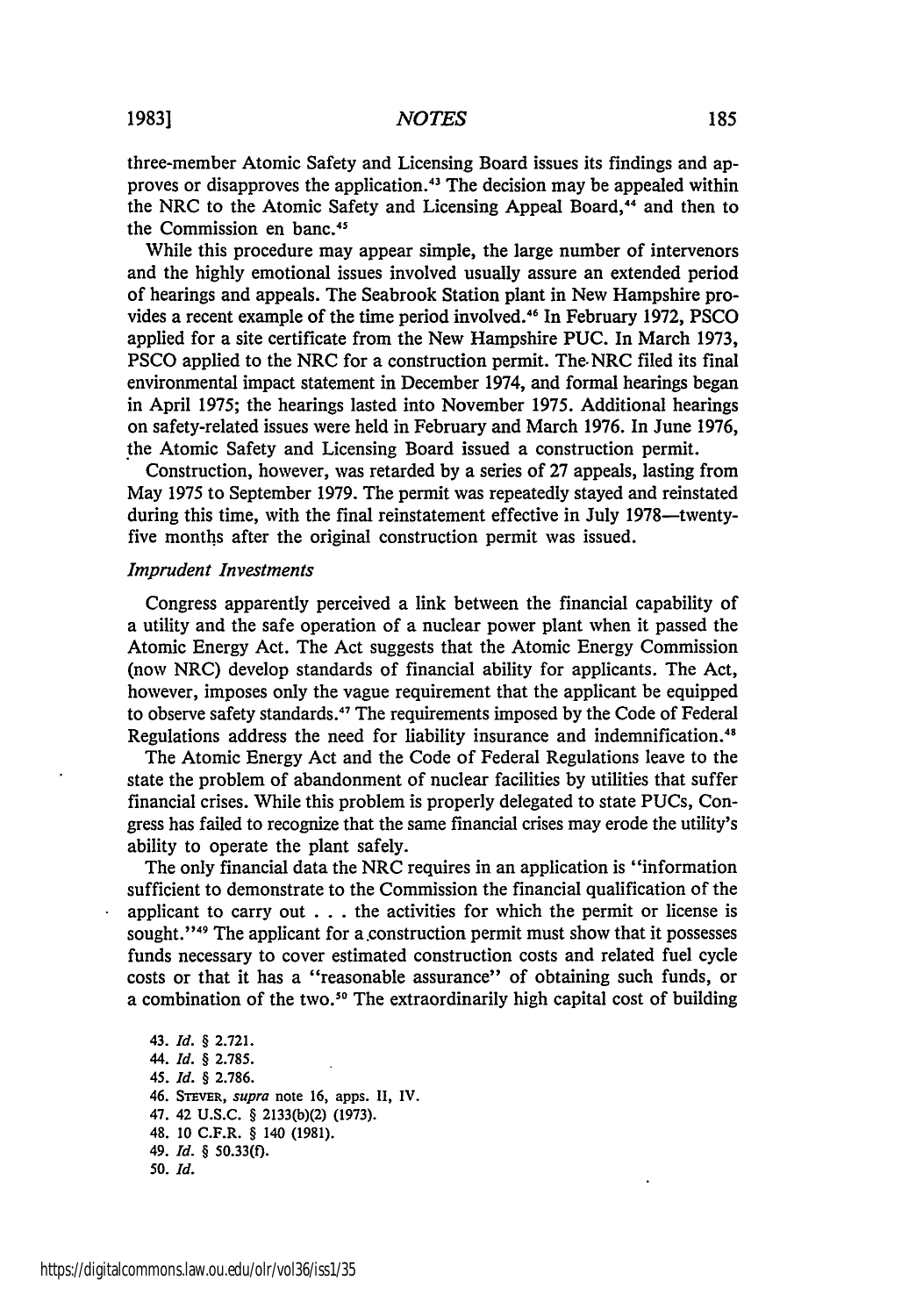three-member Atomic Safety and Licensing Board issues its findings and approves or disapproves the application.[43] The decision may be appealed within the NRC to the Atomic Safety and Licensing Appeal Board,[44] and then to the Commission en banc.[45]

While this procedure may appear simple, the large number of intervenors and the highly emotional issues involved usually assure an extended period of hearings and appeals. The Seabrook Station plant in New Hampshire provides a recent example of the time period involved.[46] In February 1972, PSCO applied for a site certificate from the New Hampshire PUC. In March 1973, PSCO applied to the NRC for a construction permit. The NRC filed its final environmental impact statement in December 1974, and formal hearings began in April 1975; the hearings lasted into November 1975. Additional hearings on safety-related issues were held in February and March 1976. In June 1976, the Atomic Safety and Licensing Board issued a construction permit.

Construction, however, was retarded by a series of 27 appeals, lasting from May 1975 to September 1979. The permit was repeatedly stayed and reinstated during this time, with the final reinstatement effective in July 1978—twenty-five months after the original construction permit was issued.

*Imprudent Investments*

Congress apparently perceived a link between the financial capability of a utility and the safe operation of a nuclear power plant when it passed the Atomic Energy Act. The Act suggests that the Atomic Energy Commission (now NRC) develop standards of financial ability for applicants. The Act, however, imposes only the vague requirement that the applicant be equipped to observe safety standards.[47] The requirements imposed by the Code of Federal Regulations address the need for liability insurance and indemnification.[48]

The Atomic Energy Act and the Code of Federal Regulations leave to the state the problem of abandonment of nuclear facilities by utilities that suffer financial crises. While this problem is properly delegated to state PUCs, Congress has failed to recognize that the same financial crises may erode the utility's ability to operate the plant safely.

The only financial data the NRC requires in an application is "information sufficient to demonstrate to the Commission the financial qualification of the applicant to carry out . . . the activities for which the permit or license is sought."[49] The applicant for a construction permit must show that it possesses funds necessary to cover estimated construction costs and related fuel cycle costs or that it has a "reasonable assurance" of obtaining such funds, or a combination of the two.[50] The extraordinarily high capital cost of building

43. *Id.* § 2.721.
44. *Id.* § 2.785.
45. *Id.* § 2.786.
46. STEVER, *supra* note 16, apps. II, IV.
47. 42 U.S.C. § 2133(b)(2) (1973).
48. 10 C.F.R. § 140 (1981).
49. *Id.* § 50.33(f).
50. *Id.*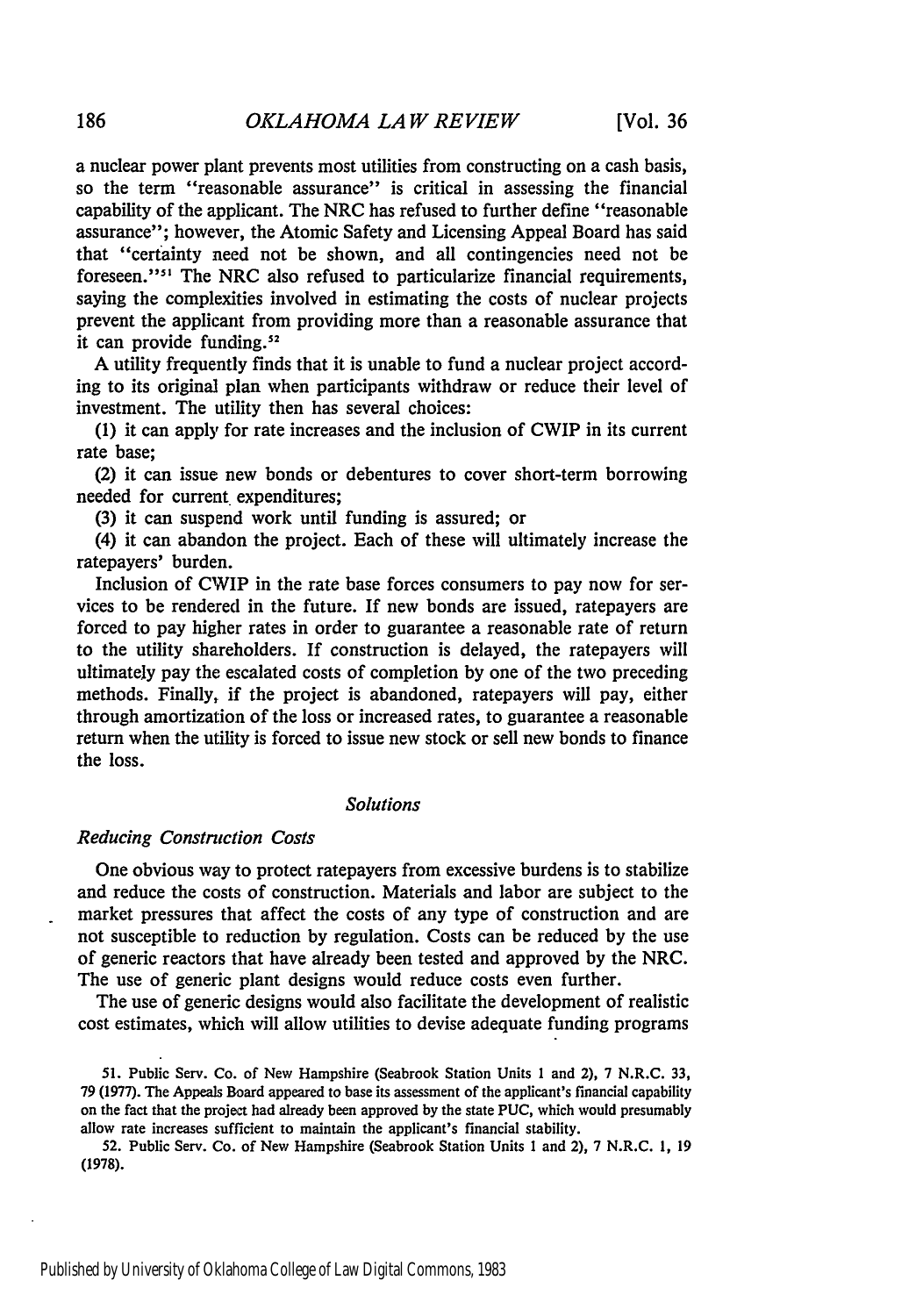a nuclear power plant prevents most utilities from constructing on a cash basis, so the term "reasonable assurance" is critical in assessing the financial capability of the applicant. The NRC has refused to further define "reasonable assurance"; however, the Atomic Safety and Licensing Appeal Board has said that "certainty need not be shown, and all contingencies need not be foreseen."[51] The NRC also refused to particularize financial requirements, saying the complexities involved in estimating the costs of nuclear projects prevent the applicant from providing more than a reasonable assurance that it can provide funding.[52]

A utility frequently finds that it is unable to fund a nuclear project according to its original plan when participants withdraw or reduce their level of investment. The utility then has several choices:

(1) it can apply for rate increases and the inclusion of CWIP in its current rate base;

(2) it can issue new bonds or debentures to cover short-term borrowing needed for current expenditures;

(3) it can suspend work until funding is assured; or

(4) it can abandon the project. Each of these will ultimately increase the ratepayers' burden.

Inclusion of CWIP in the rate base forces consumers to pay now for services to be rendered in the future. If new bonds are issued, ratepayers are forced to pay higher rates in order to guarantee a reasonable rate of return to the utility shareholders. If construction is delayed, the ratepayers will ultimately pay the escalated costs of completion by one of the two preceding methods. Finally, if the project is abandoned, ratepayers will pay, either through amortization of the loss or increased rates, to guarantee a reasonable return when the utility is forced to issue new stock or sell new bonds to finance the loss.

## *Solutions*

### *Reducing Construction Costs*

One obvious way to protect ratepayers from excessive burdens is to stabilize and reduce the costs of construction. Materials and labor are subject to the market pressures that affect the costs of any type of construction and are not susceptible to reduction by regulation. Costs can be reduced by the use of generic reactors that have already been tested and approved by the NRC. The use of generic plant designs would reduce costs even further.

The use of generic designs would also facilitate the development of realistic cost estimates, which will allow utilities to devise adequate funding programs

---

51. Public Serv. Co. of New Hampshire (Seabrook Station Units 1 and 2), 7 N.R.C. 33, 79 (1977). The Appeals Board appeared to base its assessment of the applicant's financial capability on the fact that the project had already been approved by the state PUC, which would presumably allow rate increases sufficient to maintain the applicant's financial stability.

52. Public Serv. Co. of New Hampshire (Seabrook Station Units 1 and 2), 7 N.R.C. 1, 19 (1978).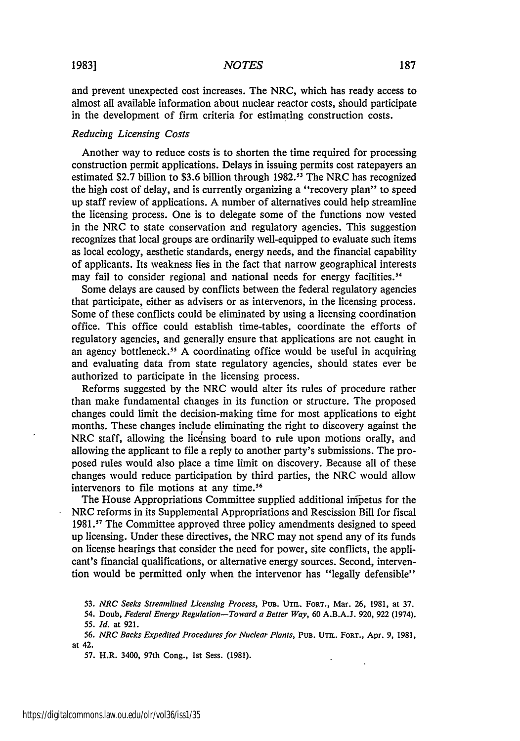and prevent unexpected cost increases. The NRC, which has ready access to almost all available information about nuclear reactor costs, should participate in the development of firm criteria for estimating construction costs.

*Reducing Licensing Costs*

Another way to reduce costs is to shorten the time required for processing construction permit applications. Delays in issuing permits cost ratepayers an estimated $2.7 billion to $3.6 billion through 1982.[53] The NRC has recognized the high cost of delay, and is currently organizing a "recovery plan" to speed up staff review of applications. A number of alternatives could help streamline the licensing process. One is to delegate some of the functions now vested in the NRC to state conservation and regulatory agencies. This suggestion recognizes that local groups are ordinarily well-equipped to evaluate such items as local ecology, aesthetic standards, energy needs, and the financial capability of applicants. Its weakness lies in the fact that narrow geographical interests may fail to consider regional and national needs for energy facilities.[54]

Some delays are caused by conflicts between the federal regulatory agencies that participate, either as advisers or as intervenors, in the licensing process. Some of these conflicts could be eliminated by using a licensing coordination office. This office could establish time-tables, coordinate the efforts of regulatory agencies, and generally ensure that applications are not caught in an agency bottleneck.[55] A coordinating office would be useful in acquiring and evaluating data from state regulatory agencies, should states ever be authorized to participate in the licensing process.

Reforms suggested by the NRC would alter its rules of procedure rather than make fundamental changes in its function or structure. The proposed changes could limit the decision-making time for most applications to eight months. These changes include eliminating the right to discovery against the NRC staff, allowing the licensing board to rule upon motions orally, and allowing the applicant to file a reply to another party's submissions. The proposed rules would also place a time limit on discovery. Because all of these changes would reduce participation by third parties, the NRC would allow intervenors to file motions at any time.[56]

The House Appropriations Committee supplied additional impetus for the NRC reforms in its Supplemental Appropriations and Rescission Bill for fiscal 1981.[57] The Committee approved three policy amendments designed to speed up licensing. Under these directives, the NRC may not spend any of its funds on license hearings that consider the need for power, site conflicts, the applicant's financial qualifications, or alternative energy sources. Second, intervention would be permitted only when the intervenor has "legally defensible"

53. *NRC Seeks Streamlined Licensing Process*, PUB. UTIL. FORT., Mar. 26, 1981, at 37.

54. Doub, *Federal Energy Regulation—Toward a Better Way*, 60 A.B.A.J. 920, 922 (1974).

55. *Id.* at 921.

56. *NRC Backs Expedited Procedures for Nuclear Plants*, PUB. UTIL. FORT., Apr. 9, 1981, at 42.

57. H.R. 3400, 97th Cong., 1st Sess. (1981).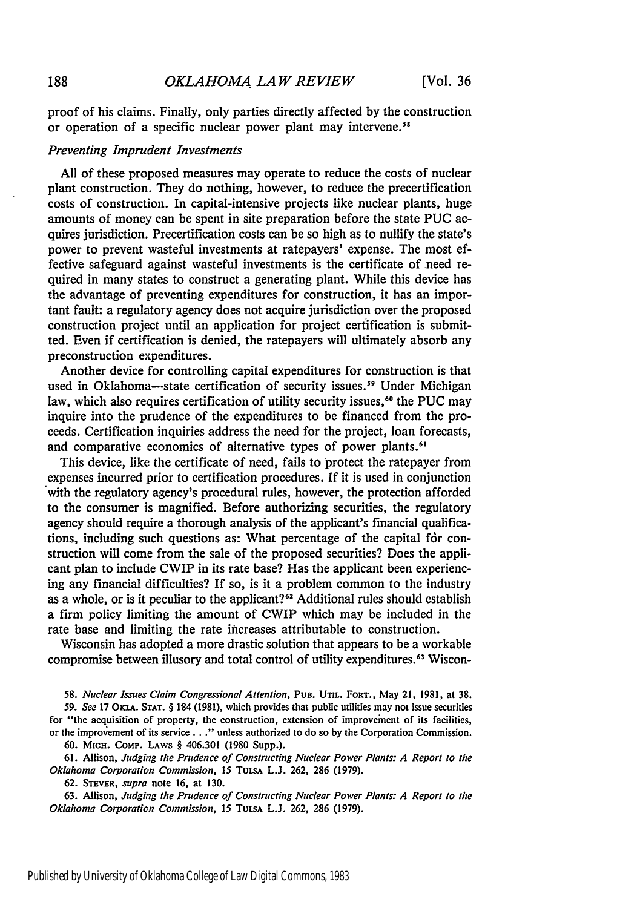proof of his claims. Finally, only parties directly affected by the construction or operation of a specific nuclear power plant may intervene.[58]

### *Preventing Imprudent Investments*

All of these proposed measures may operate to reduce the costs of nuclear plant construction. They do nothing, however, to reduce the precertification costs of construction. In capital-intensive projects like nuclear plants, huge amounts of money can be spent in site preparation before the state PUC acquires jurisdiction. Precertification costs can be so high as to nullify the state's power to prevent wasteful investments at ratepayers' expense. The most effective safeguard against wasteful investments is the certificate of need required in many states to construct a generating plant. While this device has the advantage of preventing expenditures for construction, it has an important fault: a regulatory agency does not acquire jurisdiction over the proposed construction project until an application for project certification is submitted. Even if certification is denied, the ratepayers will ultimately absorb any preconstruction expenditures.

Another device for controlling capital expenditures for construction is that used in Oklahoma—state certification of security issues.[59] Under Michigan law, which also requires certification of utility security issues,[60] the PUC may inquire into the prudence of the expenditures to be financed from the proceeds. Certification inquiries address the need for the project, loan forecasts, and comparative economics of alternative types of power plants.[61]

This device, like the certificate of need, fails to protect the ratepayer from expenses incurred prior to certification procedures. If it is used in conjunction with the regulatory agency's procedural rules, however, the protection afforded to the consumer is magnified. Before authorizing securities, the regulatory agency should require a thorough analysis of the applicant's financial qualifications, including such questions as: What percentage of the capital for construction will come from the sale of the proposed securities? Does the applicant plan to include CWIP in its rate base? Has the applicant been experiencing any financial difficulties? If so, is it a problem common to the industry as a whole, or is it peculiar to the applicant?[62] Additional rules should establish a firm policy limiting the amount of CWIP which may be included in the rate base and limiting the rate increases attributable to construction.

Wisconsin has adopted a more drastic solution that appears to be a workable compromise between illusory and total control of utility expenditures.[63] Wiscon-

---

58. *Nuclear Issues Claim Congressional Attention*, PUB. UTIL. FORT., May 21, 1981, at 38.

59. *See* 17 OKLA. STAT. § 184 (1981), which provides that public utilities may not issue securities for "the acquisition of property, the construction, extension of improvement of its facilities, or the improvement of its service . . ." unless authorized to do so by the Corporation Commission.

60. MICH. COMP. LAWS § 406.301 (1980 Supp.).

61. Allison, *Judging the Prudence of Constructing Nuclear Power Plants: A Report to the Oklahoma Corporation Commission*, 15 TULSA L.J. 262, 286 (1979).

62. STEVER, *supra* note 16, at 130.

63. Allison, *Judging the Prudence of Constructing Nuclear Power Plants: A Report to the Oklahoma Corporation Commission*, 15 TULSA L.J. 262, 286 (1979).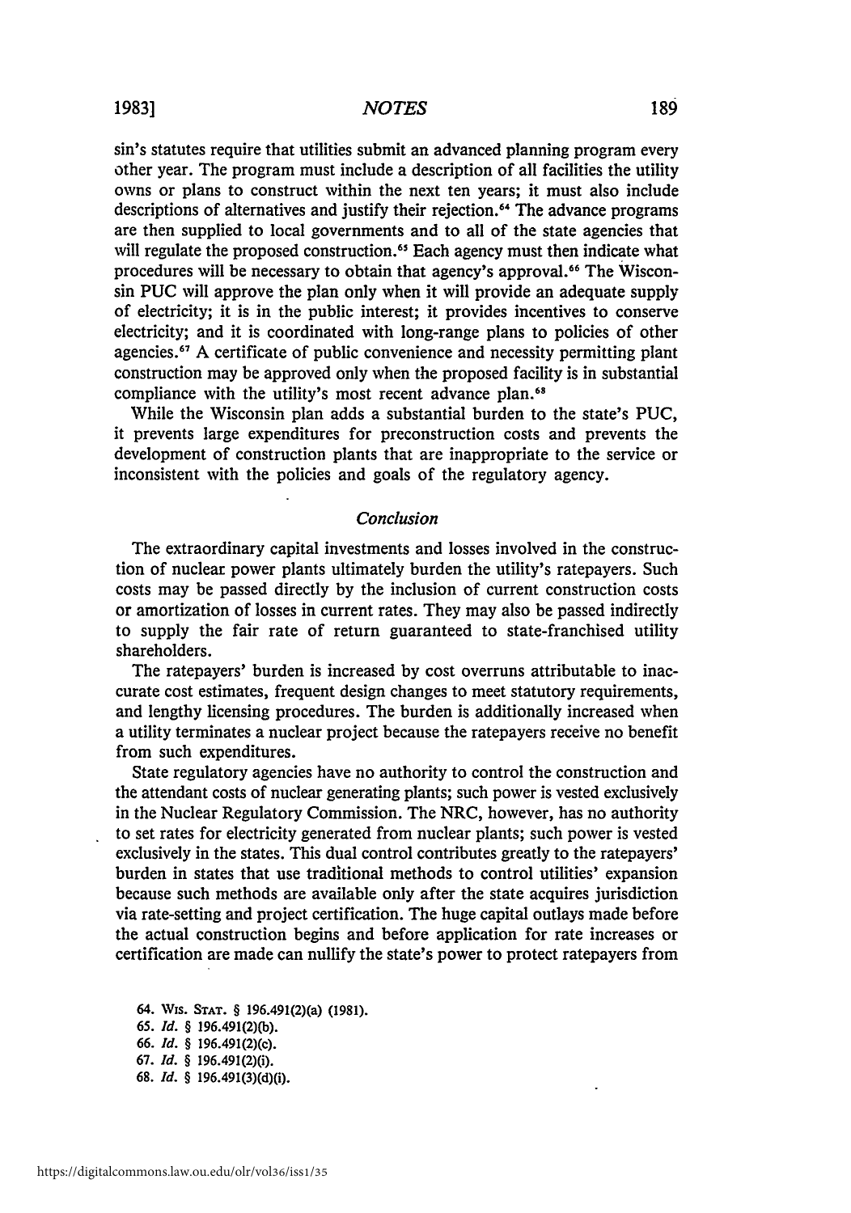sin's statutes require that utilities submit an advanced planning program every other year. The program must include a description of all facilities the utility owns or plans to construct within the next ten years; it must also include descriptions of alternatives and justify their rejection.[64] The advance programs are then supplied to local governments and to all of the state agencies that will regulate the proposed construction.[65] Each agency must then indicate what procedures will be necessary to obtain that agency's approval.[66] The Wisconsin PUC will approve the plan only when it will provide an adequate supply of electricity; it is in the public interest; it provides incentives to conserve electricity; and it is coordinated with long-range plans to policies of other agencies.[67] A certificate of public convenience and necessity permitting plant construction may be approved only when the proposed facility is in substantial compliance with the utility's most recent advance plan.[68]

While the Wisconsin plan adds a substantial burden to the state's PUC, it prevents large expenditures for preconstruction costs and prevents the development of construction plants that are inappropriate to the service or inconsistent with the policies and goals of the regulatory agency.

### *Conclusion*

The extraordinary capital investments and losses involved in the construction of nuclear power plants ultimately burden the utility's ratepayers. Such costs may be passed directly by the inclusion of current construction costs or amortization of losses in current rates. They may also be passed indirectly to supply the fair rate of return guaranteed to state-franchised utility shareholders.

The ratepayers' burden is increased by cost overruns attributable to inaccurate cost estimates, frequent design changes to meet statutory requirements, and lengthy licensing procedures. The burden is additionally increased when a utility terminates a nuclear project because the ratepayers receive no benefit from such expenditures.

State regulatory agencies have no authority to control the construction and the attendant costs of nuclear generating plants; such power is vested exclusively in the Nuclear Regulatory Commission. The NRC, however, has no authority to set rates for electricity generated from nuclear plants; such power is vested exclusively in the states. This dual control contributes greatly to the ratepayers' burden in states that use traditional methods to control utilities' expansion because such methods are available only after the state acquires jurisdiction via rate-setting and project certification. The huge capital outlays made before the actual construction begins and before application for rate increases or certification are made can nullify the state's power to protect ratepayers from

64. WIS. STAT. § 196.491(2)(a) (1981).
65. *Id.* § 196.491(2)(b).
66. *Id.* § 196.491(2)(c).
67. *Id.* § 196.491(2)(i).
68. *Id.* § 196.491(3)(d)(i).